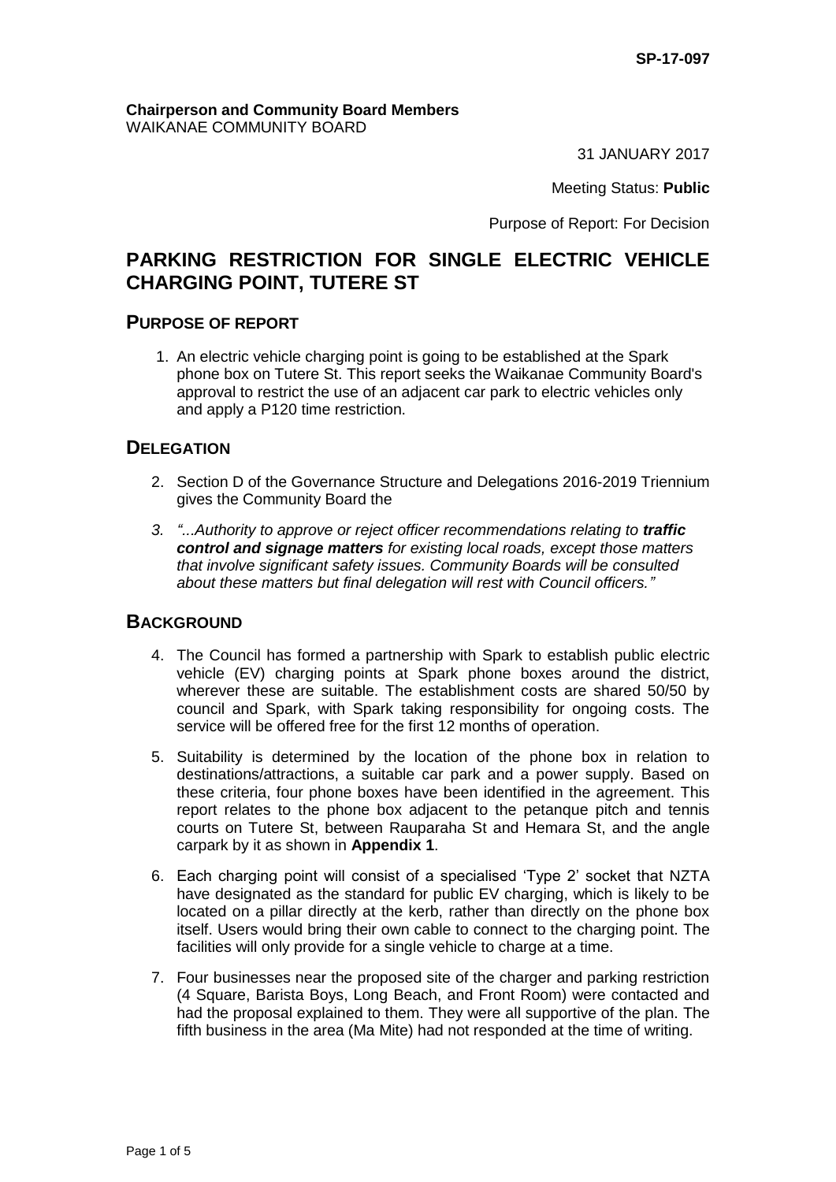SP-17-097

**Chairperson and Community Board Members**
WAIKANAE COMMUNITY BOARD

31 JANUARY 2017

Meeting Status: **Public**

Purpose of Report: For Decision

# PARKING RESTRICTION FOR SINGLE ELECTRIC VEHICLE CHARGING POINT, TUTERE ST

## PURPOSE OF REPORT

1. An electric vehicle charging point is going to be established at the Spark phone box on Tutere St. This report seeks the Waikanae Community Board's approval to restrict the use of an adjacent car park to electric vehicles only and apply a P120 time restriction.

## DELEGATION

2. Section D of the Governance Structure and Delegations 2016-2019 Triennium gives the Community Board the
3. *"...Authority to approve or reject officer recommendations relating to **traffic control and signage matters** for existing local roads, except those matters that involve significant safety issues. Community Boards will be consulted about these matters but final delegation will rest with Council officers."*

## BACKGROUND

4. The Council has formed a partnership with Spark to establish public electric vehicle (EV) charging points at Spark phone boxes around the district, wherever these are suitable. The establishment costs are shared 50/50 by council and Spark, with Spark taking responsibility for ongoing costs. The service will be offered free for the first 12 months of operation.
5. Suitability is determined by the location of the phone box in relation to destinations/attractions, a suitable car park and a power supply. Based on these criteria, four phone boxes have been identified in the agreement. This report relates to the phone box adjacent to the petanque pitch and tennis courts on Tutere St, between Rauparaha St and Hemara St, and the angle carpark by it as shown in **Appendix 1**.
6. Each charging point will consist of a specialised 'Type 2' socket that NZTA have designated as the standard for public EV charging, which is likely to be located on a pillar directly at the kerb, rather than directly on the phone box itself. Users would bring their own cable to connect to the charging point. The facilities will only provide for a single vehicle to charge at a time.
7. Four businesses near the proposed site of the charger and parking restriction (4 Square, Barista Boys, Long Beach, and Front Room) were contacted and had the proposal explained to them. They were all supportive of the plan. The fifth business in the area (Ma Mite) had not responded at the time of writing.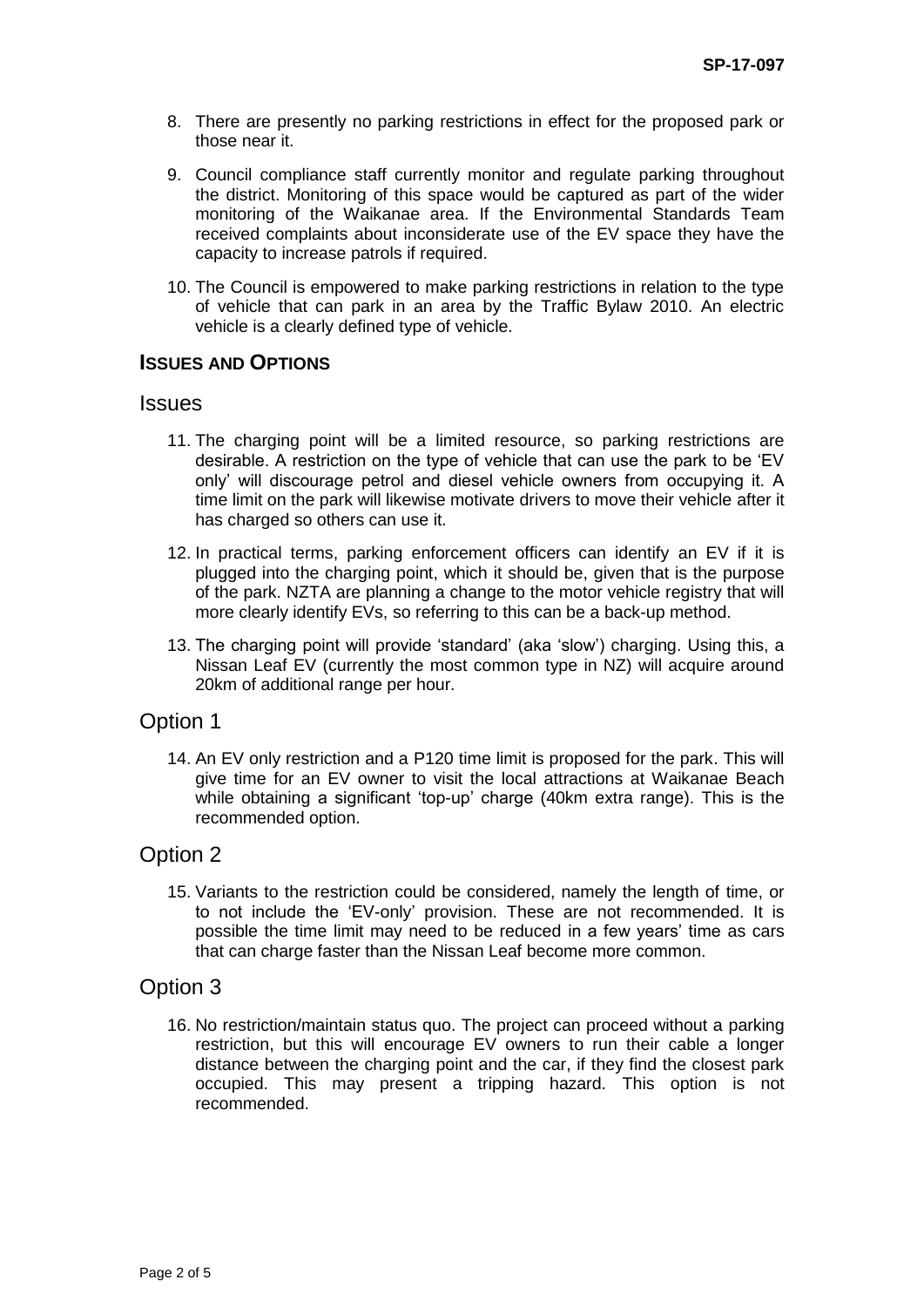8. There are presently no parking restrictions in effect for the proposed park or those near it.

9. Council compliance staff currently monitor and regulate parking throughout the district. Monitoring of this space would be captured as part of the wider monitoring of the Waikanae area. If the Environmental Standards Team received complaints about inconsiderate use of the EV space they have the capacity to increase patrols if required.

10. The Council is empowered to make parking restrictions in relation to the type of vehicle that can park in an area by the Traffic Bylaw 2010. An electric vehicle is a clearly defined type of vehicle.

## ISSUES AND OPTIONS

### Issues

11. The charging point will be a limited resource, so parking restrictions are desirable. A restriction on the type of vehicle that can use the park to be 'EV only' will discourage petrol and diesel vehicle owners from occupying it. A time limit on the park will likewise motivate drivers to move their vehicle after it has charged so others can use it.

12. In practical terms, parking enforcement officers can identify an EV if it is plugged into the charging point, which it should be, given that is the purpose of the park. NZTA are planning a change to the motor vehicle registry that will more clearly identify EVs, so referring to this can be a back-up method.

13. The charging point will provide 'standard' (aka 'slow') charging. Using this, a Nissan Leaf EV (currently the most common type in NZ) will acquire around 20km of additional range per hour.

### Option 1

14. An EV only restriction and a P120 time limit is proposed for the park. This will give time for an EV owner to visit the local attractions at Waikanae Beach while obtaining a significant 'top-up' charge (40km extra range). This is the recommended option.

### Option 2

15. Variants to the restriction could be considered, namely the length of time, or to not include the 'EV-only' provision. These are not recommended. It is possible the time limit may need to be reduced in a few years' time as cars that can charge faster than the Nissan Leaf become more common.

### Option 3

16. No restriction/maintain status quo. The project can proceed without a parking restriction, but this will encourage EV owners to run their cable a longer distance between the charging point and the car, if they find the closest park occupied. This may present a tripping hazard. This option is not recommended.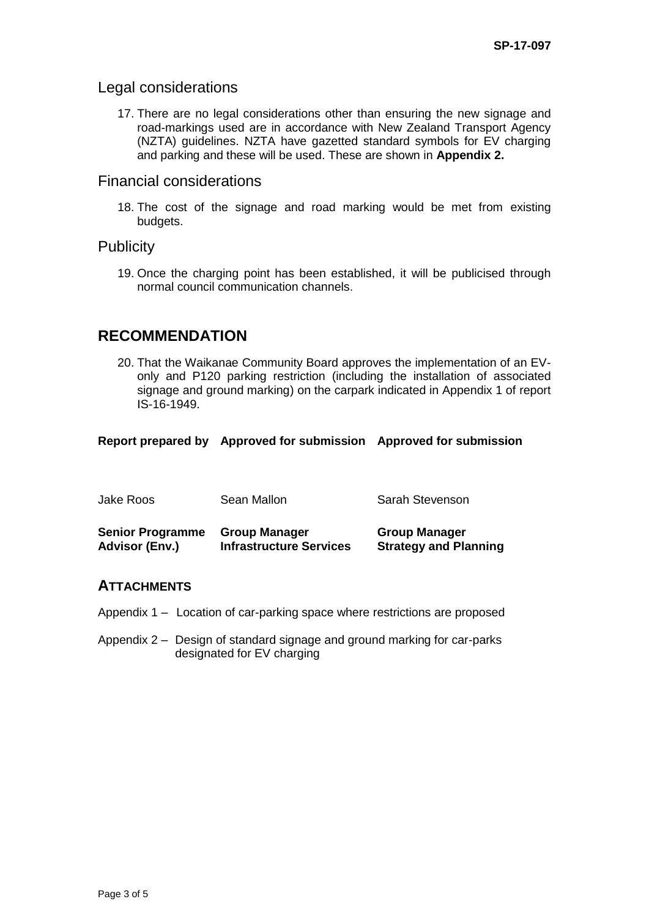## Legal considerations

17. There are no legal considerations other than ensuring the new signage and road-markings used are in accordance with New Zealand Transport Agency (NZTA) guidelines. NZTA have gazetted standard symbols for EV charging and parking and these will be used. These are shown in **Appendix 2.**

## Financial considerations

18. The cost of the signage and road marking would be met from existing budgets.

## Publicity

19. Once the charging point has been established, it will be publicised through normal council communication channels.

# RECOMMENDATION

20. That the Waikanae Community Board approves the implementation of an EV-only and P120 parking restriction (including the installation of associated signage and ground marking) on the carpark indicated in Appendix 1 of report IS-16-1949.

| **Report prepared by** | **Approved for submission** | **Approved for submission** |
|---|---|---|
| Jake Roos | Sean Mallon | Sarah Stevenson |
| **Senior Programme Advisor (Env.)** | **Group Manager Infrastructure Services** | **Group Manager Strategy and Planning** |

## ATTACHMENTS

Appendix 1 – Location of car-parking space where restrictions are proposed

Appendix 2 – Design of standard signage and ground marking for car-parks designated for EV charging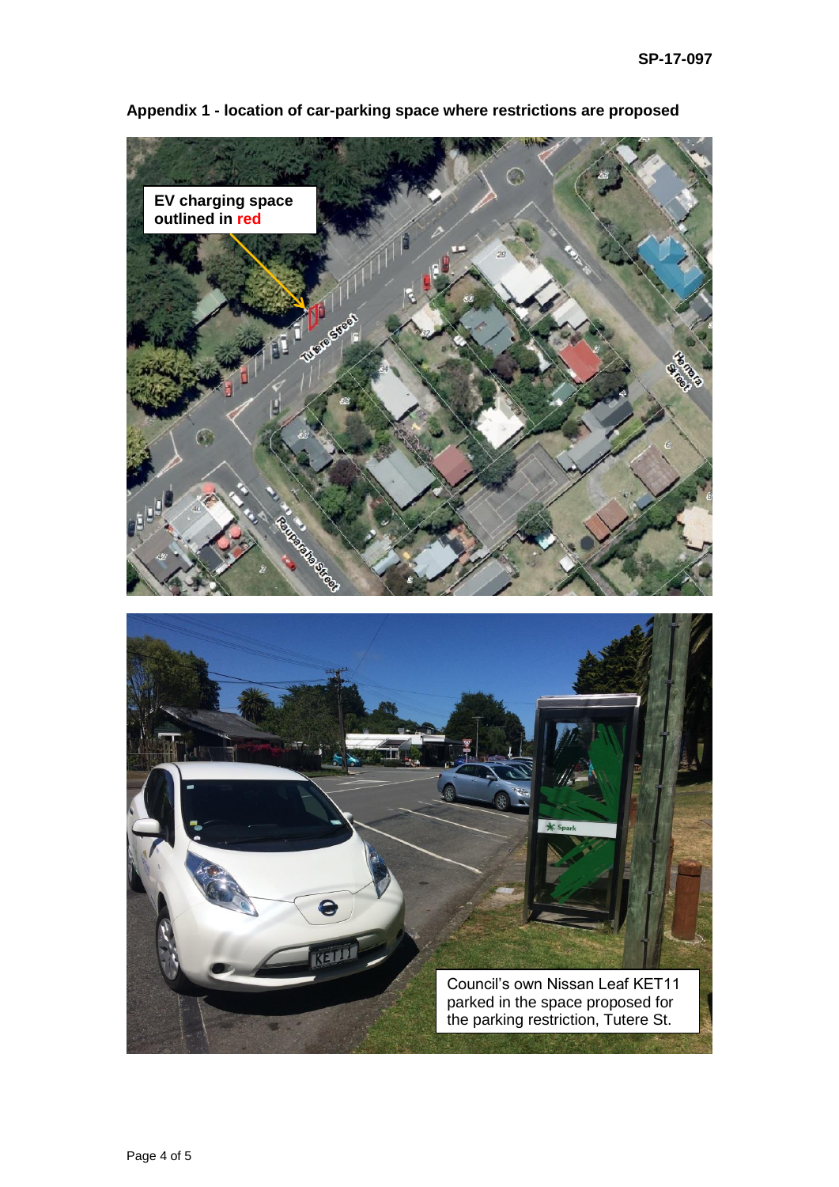## Appendix 1 - location of car-parking space where restrictions are proposed

EV charging space outlined in red

Council's own Nissan Leaf KET11 parked in the space proposed for the parking restriction, Tutere St.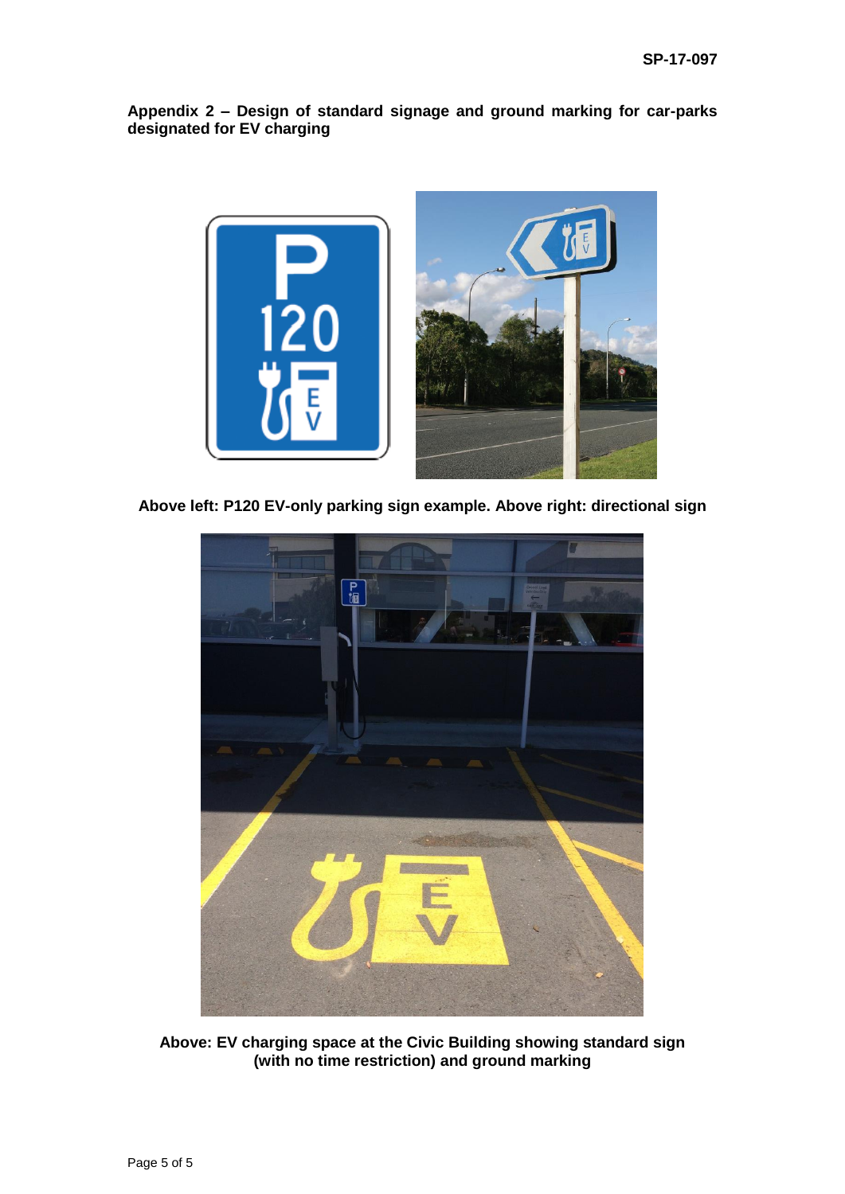**Appendix 2 – Design of standard signage and ground marking for car-parks designated for EV charging**

**Above left: P120 EV-only parking sign example. Above right: directional sign**

**Above: EV charging space at the Civic Building showing standard sign (with no time restriction) and ground marking**